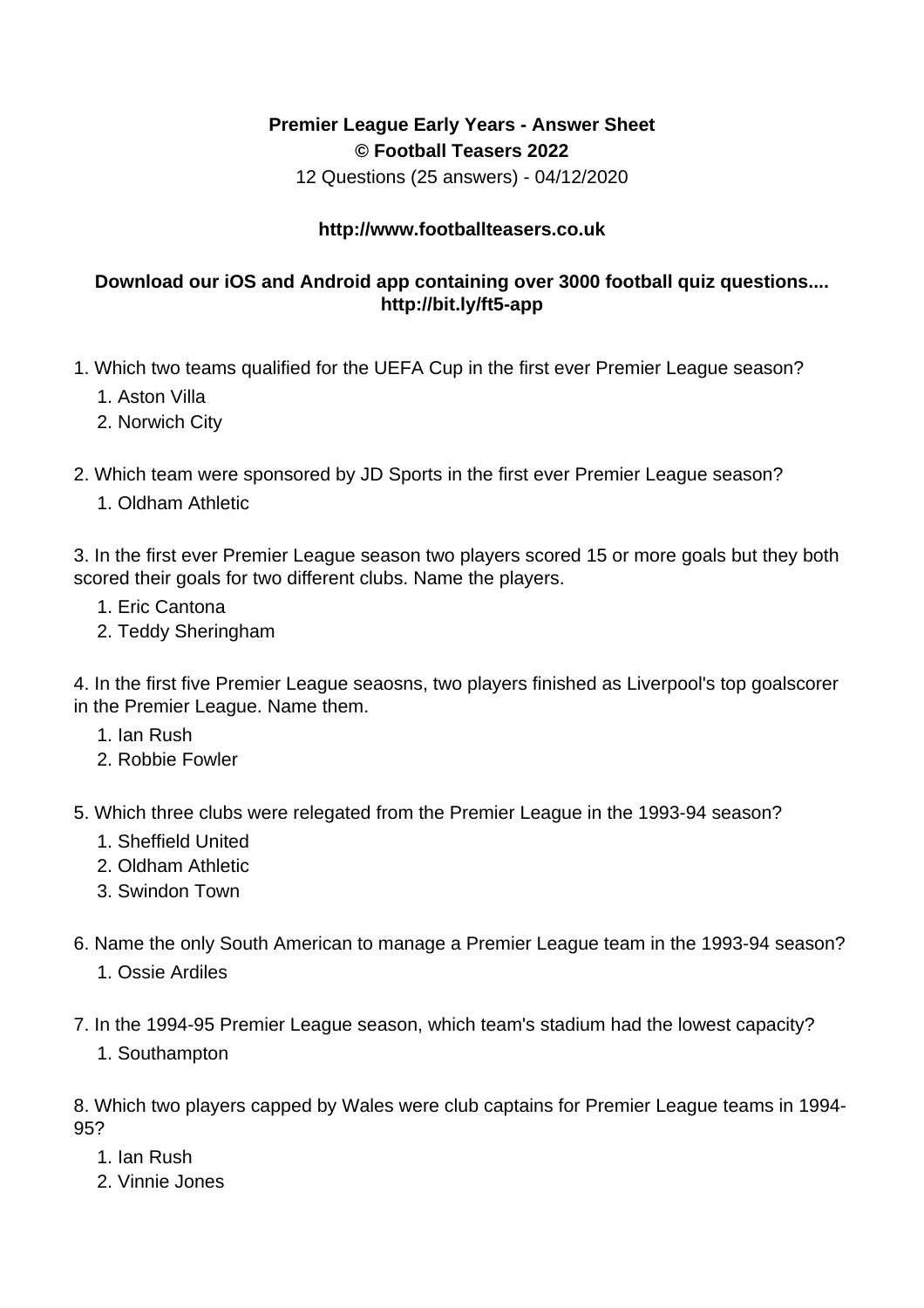**Premier League Early Years - Answer Sheet**
**© Football Teasers 2022**
12 Questions (25 answers) - 04/12/2020

**http://www.footballteasers.co.uk**

**Download our iOS and Android app containing over 3000 football quiz questions.... http://bit.ly/ft5-app**

1. Which two teams qualified for the UEFA Cup in the first ever Premier League season?
    1. Aston Villa
    2. Norwich City

2. Which team were sponsored by JD Sports in the first ever Premier League season?
    1. Oldham Athletic

3. In the first ever Premier League season two players scored 15 or more goals but they both scored their goals for two different clubs. Name the players.
    1. Eric Cantona
    2. Teddy Sheringham

4. In the first five Premier League seaosns, two players finished as Liverpool's top goalscorer in the Premier League. Name them.
    1. Ian Rush
    2. Robbie Fowler

5. Which three clubs were relegated from the Premier League in the 1993-94 season?
    1. Sheffield United
    2. Oldham Athletic
    3. Swindon Town

6. Name the only South American to manage a Premier League team in the 1993-94 season?
    1. Ossie Ardiles

7. In the 1994-95 Premier League season, which team's stadium had the lowest capacity?
    1. Southampton

8. Which two players capped by Wales were club captains for Premier League teams in 1994-95?
    1. Ian Rush
    2. Vinnie Jones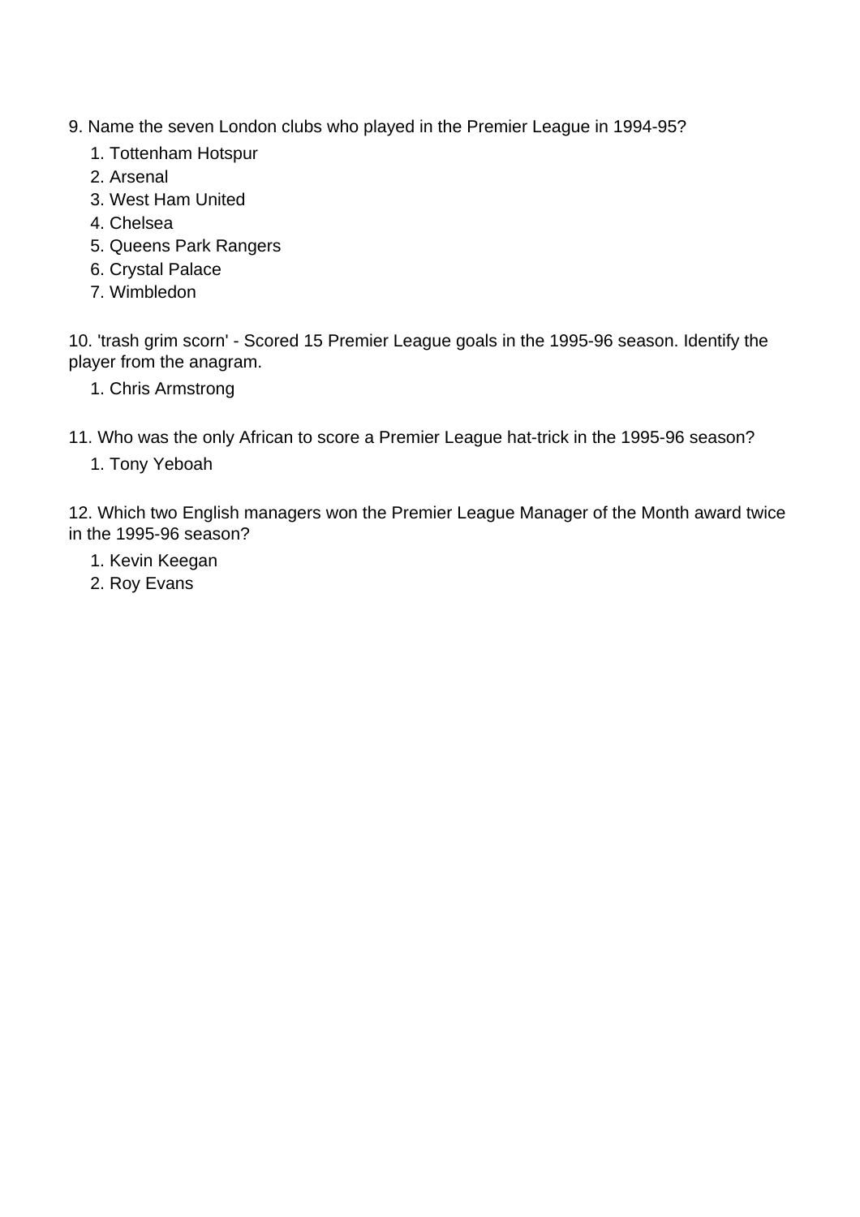9. Name the seven London clubs who played in the Premier League in 1994-95?

    1. Tottenham Hotspur
    2. Arsenal
    3. West Ham United
    4. Chelsea
    5. Queens Park Rangers
    6. Crystal Palace
    7. Wimbledon

10. 'trash grim scorn' - Scored 15 Premier League goals in the 1995-96 season. Identify the player from the anagram.

    1. Chris Armstrong

11. Who was the only African to score a Premier League hat-trick in the 1995-96 season?

    1. Tony Yeboah

12. Which two English managers won the Premier League Manager of the Month award twice in the 1995-96 season?

    1. Kevin Keegan
    2. Roy Evans